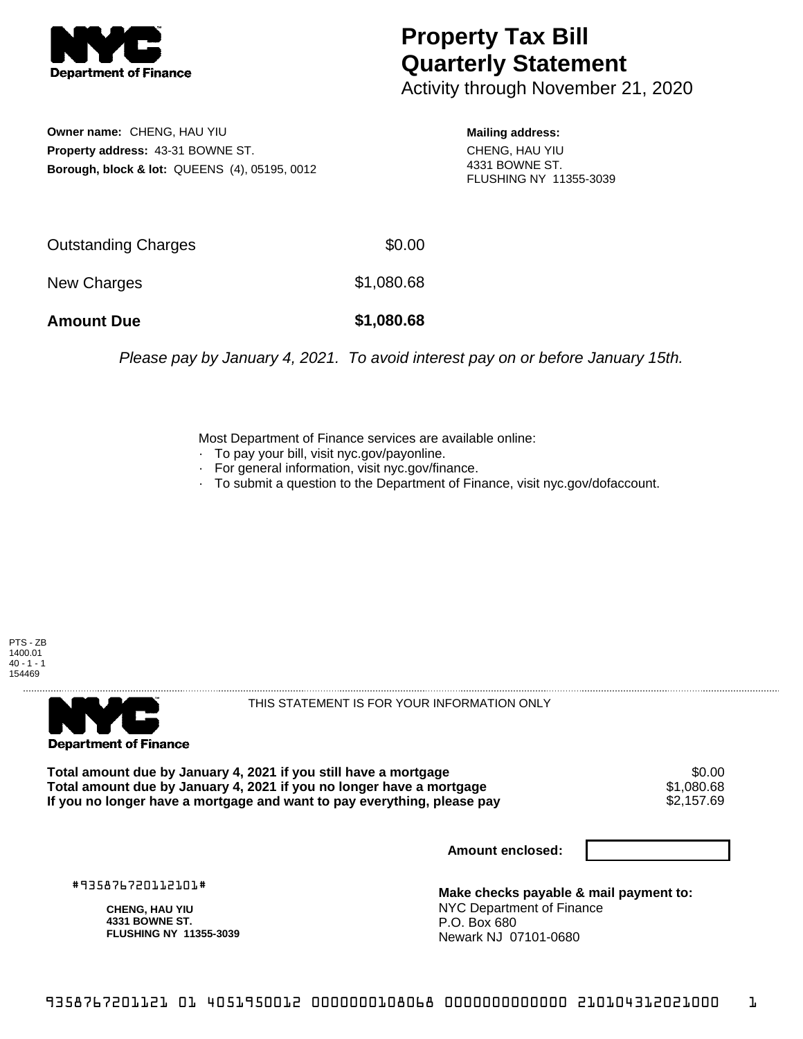# Property Tax Bill Quarterly Statement

Activity through November 21, 2020

**Owner name:** CHENG, HAU YIU
**Property address:** 43-31 BOWNE ST.
**Borough, block & lot:** QUEENS (4), 05195, 0012

**Mailing address:**
CHENG, HAU YIU
4331 BOWNE ST.
FLUSHING NY 11355-3039

| | |
|---|---|
| Outstanding Charges | $0.00 |
| New Charges | $1,080.68 |
| **Amount Due** | **$1,080.68** |

*Please pay by January 4, 2021. To avoid interest pay on or before January 15th.*

Most Department of Finance services are available online:
- To pay your bill, visit nyc.gov/payonline.
- For general information, visit nyc.gov/finance.
- To submit a question to the Department of Finance, visit nyc.gov/dofaccount.

PTS - ZB
1400.01
40 - 1 - 1
154469

THIS STATEMENT IS FOR YOUR INFORMATION ONLY

| | |
|---|---|
| **Total amount due by January 4, 2021 if you still have a mortgage** | $0.00 |
| **Total amount due by January 4, 2021 if you no longer have a mortgage** | $1,080.68 |
| **If you no longer have a mortgage and want to pay everything, please pay** | $2,157.69 |

**Amount enclosed:**

#935876720112101#

**CHENG, HAU YIU**
**4331 BOWNE ST.**
**FLUSHING NY 11355-3039**

**Make checks payable & mail payment to:**
NYC Department of Finance
P.O. Box 680
Newark NJ 07101-0680

9358767201121 01 4051950012 0000000108068 0000000000000 210104312021000 1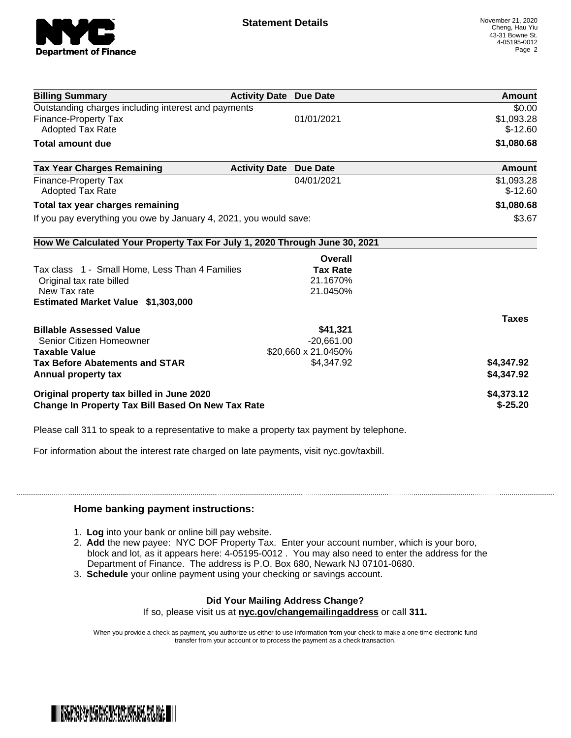**Statement Details**

November 21, 2020
Cheng, Hau Yiu
43-31 Bowne St.
4-05195-0012

| Billing Summary | Activity Date | Due Date | Amount |
|---|---|---|---|
| Outstanding charges including interest and payments | | | $0.00 |
| Finance-Property Tax | | 01/01/2021 | $1,093.28 |
| Adopted Tax Rate | | | $-12.60 |
| **Total amount due** | | | **$1,080.68** |

| Tax Year Charges Remaining | Activity Date | Due Date | Amount |
|---|---|---|---|
| Finance-Property Tax | | 04/01/2021 | $1,093.28 |
| Adopted Tax Rate | | | $-12.60 |
| **Total tax year charges remaining** | | | **$1,080.68** |
| If you pay everything you owe by January 4, 2021, you would save: | | | $3.67 |

**How We Calculated Your Property Tax For July 1, 2020 Through June 30, 2021**

| | Overall Tax Rate | |
|---|---|---|
| Tax class 1 - Small Home, Less Than 4 Families | | |
| Original tax rate billed | 21.1670% | |
| New Tax rate | 21.0450% | |
| **Estimated Market Value $1,303,000** | | |
| | | **Taxes** |
| **Billable Assessed Value** | **$41,321** | |
| Senior Citizen Homeowner | -20,661.00 | |
| **Taxable Value** | $20,660 x 21.0450% | |
| **Tax Before Abatements and STAR** | $4,347.92 | **$4,347.92** |
| **Annual property tax** | | **$4,347.92** |
| **Original property tax billed in June 2020** | | **$4,373.12** |
| **Change In Property Tax Bill Based On New Tax Rate** | | **$-25.20** |

Please call 311 to speak to a representative to make a property tax payment by telephone.

For information about the interest rate charged on late payments, visit nyc.gov/taxbill.

## Home banking payment instructions:

1. **Log** into your bank or online bill pay website.
2. **Add** the new payee: NYC DOF Property Tax. Enter your account number, which is your boro, block and lot, as it appears here: 4-05195-0012 . You may also need to enter the address for the Department of Finance. The address is P.O. Box 680, Newark NJ 07101-0680.
3. **Schedule** your online payment using your checking or savings account.

**Did Your Mailing Address Change?**

If so, please visit us at **nyc.gov/changemailingaddress** or call **311.**

When you provide a check as payment, you authorize us either to use information from your check to make a one-time electronic fund transfer from your account or to process the payment as a check transaction.